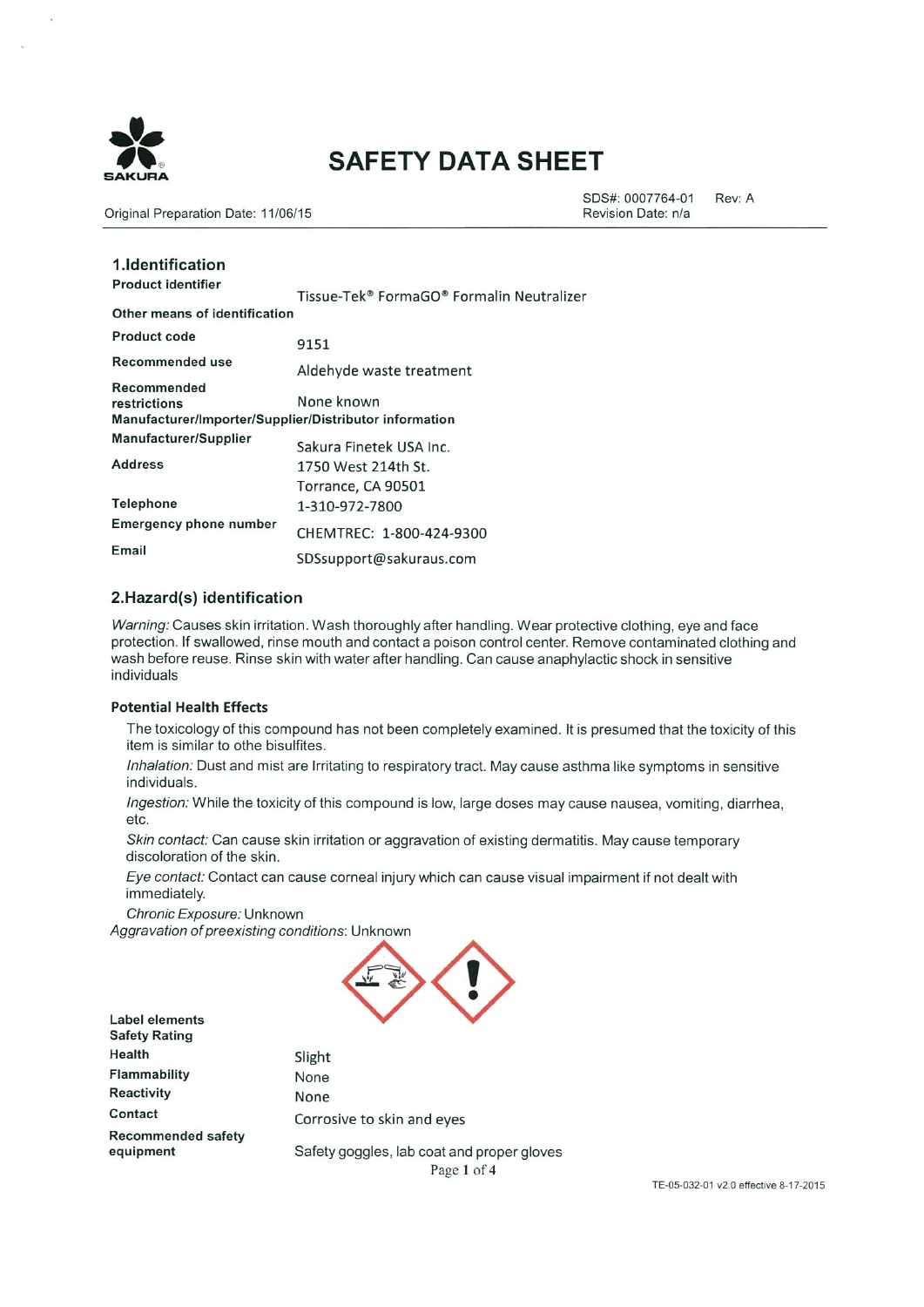# SAFETY DATA SHEET

Original Preparation Date: 11/06/15

SDS#: 0007764-01 Rev: A
Revision Date: n/a

## 1.Identification

**Product identifier**
Tissue-Tek® FormaGO® Formalin Neutralizer

**Other means of identification**

| | |
|---|---|
| **Product code** | 9151 |
| **Recommended use** | Aldehyde waste treatment |
| **Recommended restrictions** | None known |

**Manufacturer/Importer/Supplier/Distributor information**

| | |
|---|---|
| **Manufacturer/Supplier** | Sakura Finetek USA Inc. |
| **Address** | 1750 West 214th St.<br>Torrance, CA 90501 |
| **Telephone** | 1-310-972-7800 |
| **Emergency phone number** | CHEMTREC: 1-800-424-9300 |
| **Email** | SDSsupport@sakuraus.com |

## 2.Hazard(s) identification

*Warning:* Causes skin irritation. Wash thoroughly after handling. Wear protective clothing, eye and face protection. If swallowed, rinse mouth and contact a poison control center. Remove contaminated clothing and wash before reuse. Rinse skin with water after handling. Can cause anaphylactic shock in sensitive individuals

### Potential Health Effects

The toxicology of this compound has not been completely examined. It is presumed that the toxicity of this item is similar to othe bisulfites.

*Inhalation:* Dust and mist are Irritating to respiratory tract. May cause asthma like symptoms in sensitive individuals.

*Ingestion:* While the toxicity of this compound is low, large doses may cause nausea, vomiting, diarrhea, etc.

*Skin contact:* Can cause skin irritation or aggravation of existing dermatitis. May cause temporary discoloration of the skin.

*Eye contact:* Contact can cause corneal injury which can cause visual impairment if not dealt with immediately.

*Chronic Exposure:* Unknown

*Aggravation of preexisting conditions*: Unknown

**Label elements**

**Safety Rating**

| | |
|---|---|
| **Health** | Slight |
| **Flammability** | None |
| **Reactivity** | None |
| **Contact** | Corrosive to skin and eyes |
| **Recommended safety equipment** | Safety goggles, lab coat and proper gloves |

TE-05-032-01 v2.0 effective 8-17-2015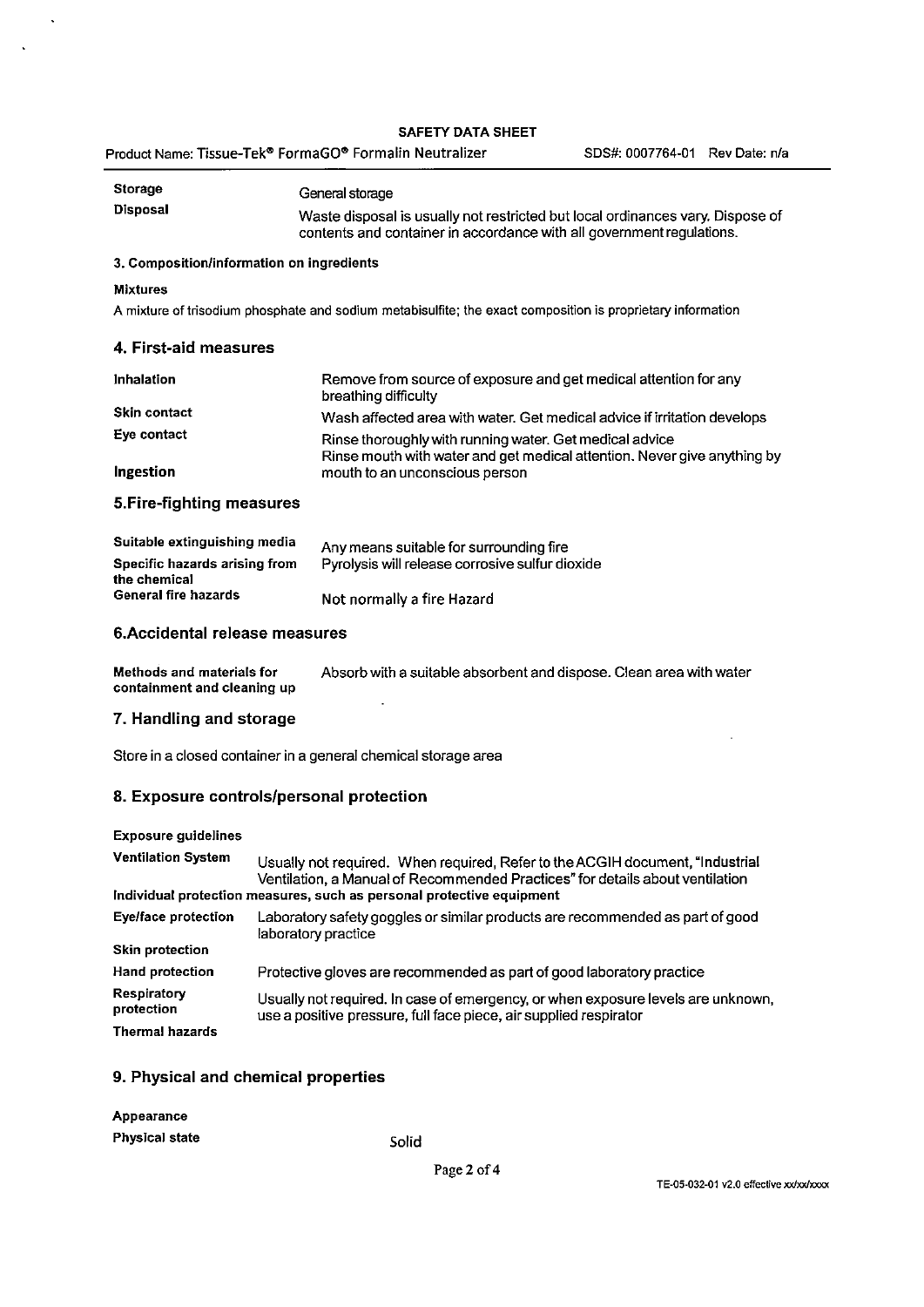| | |
|---|---|
| **Storage** | General storage |
| **Disposal** | Waste disposal is usually not restricted but local ordinances vary. Dispose of contents and container in accordance with all government regulations. |

### 3. Composition/information on ingredients

**Mixtures**

A mixture of trisodium phosphate and sodium metabisulfite; the exact composition is proprietary information

## 4. First-aid measures

| | |
|---|---|
| **Inhalation** | Remove from source of exposure and get medical attention for any breathing difficulty |
| **Skin contact** | Wash affected area with water. Get medical advice if irritation develops |
| **Eye contact** | Rinse thoroughly with running water. Get medical advice |
| **Ingestion** | Rinse mouth with water and get medical attention. Never give anything by mouth to an unconscious person |

## 5.Fire-fighting measures

| | |
|---|---|
| **Suitable extinguishing media** | Any means suitable for surrounding fire |
| **Specific hazards arising from the chemical** | Pyrolysis will release corrosive sulfur dioxide |
| **General fire hazards** | Not normally a fire Hazard |

## 6.Accidental release measures

| | |
|---|---|
| **Methods and materials for containment and cleaning up** | Absorb with a suitable absorbent and dispose. Clean area with water |

## 7. Handling and storage

Store in a closed container in a general chemical storage area

## 8. Exposure controls/personal protection

**Exposure guidelines**

| | |
|---|---|
| **Ventilation System** | Usually not required. When required, Refer to the ACGIH document, "Industrial Ventilation, a Manual of Recommended Practices" for details about ventilation |

**Individual protection measures, such as personal protective equipment**

| | |
|---|---|
| **Eye/face protection** | Laboratory safety goggles or similar products are recommended as part of good laboratory practice |
| **Skin protection** | |
| **Hand protection** | Protective gloves are recommended as part of good laboratory practice |
| **Respiratory protection** | Usually not required. In case of emergency, or when exposure levels are unknown, use a positive pressure, full face piece, air supplied respirator |
| **Thermal hazards** | |

## 9. Physical and chemical properties

| | |
|---|---|
| **Appearance** | |
| **Physical state** | Solid |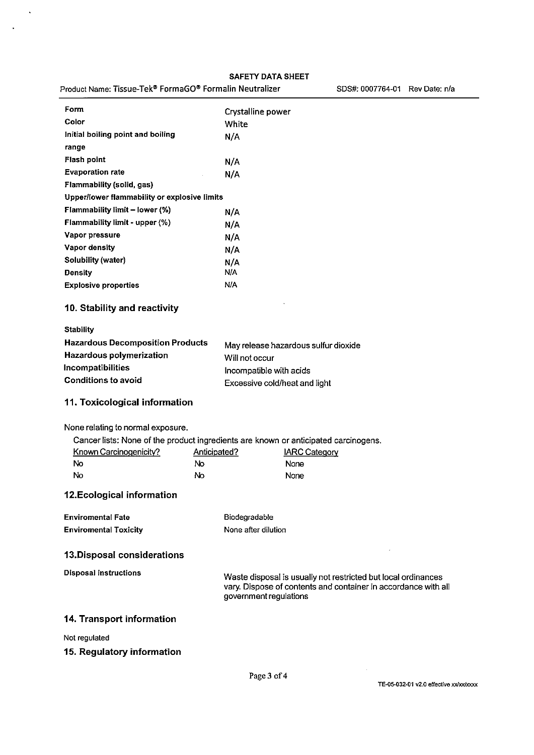| | |
|---|---|
| **Form** | Crystalline power |
| **Color** | White |
| **Initial boiling point and boiling range** | N/A |
| **Flash point** | N/A |
| **Evaporation rate** | N/A |
| **Flammability (solid, gas)** | |
| **Upper/lower flammability or explosive limits** | |
| **Flammability limit – lower (%)** | N/A |
| **Flammability limit - upper (%)** | N/A |
| **Vapor pressure** | N/A |
| **Vapor density** | N/A |
| **Solubility (water)** | N/A |
| **Density** | N/A |
| **Explosive properties** | N/A |

## 10. Stability and reactivity

| | |
|---|---|
| **Stability** | |
| **Hazardous Decomposition Products** | May release hazardous sulfur dioxide |
| **Hazardous polymerization** | Will not occur |
| **Incompatibilities** | Incompatible with acids |
| **Conditions to avoid** | Excessive cold/heat and light |

## 11. Toxicological information

None relating to normal exposure.

Cancer lists: None of the product ingredients are known or anticipated carcinogens.

| Known Carcinogenicity? | Anticipated? | IARC Category |
|---|---|---|
| No | No | None |
| No | No | None |

## 12.Ecological information

| | |
|---|---|
| **Enviromental Fate** | Biodegradable |
| **Enviromental Toxicity** | None after dilution |

## 13.Disposal considerations

| | |
|---|---|
| **Disposal instructions** | Waste disposal is usually not restricted but local ordinances vary. Dispose of contents and container in accordance with all government regulations |

## 14. Transport information

Not regulated

## 15. Regulatory information

TE-05-032-01 v2.0 effective xx/xx/xxxx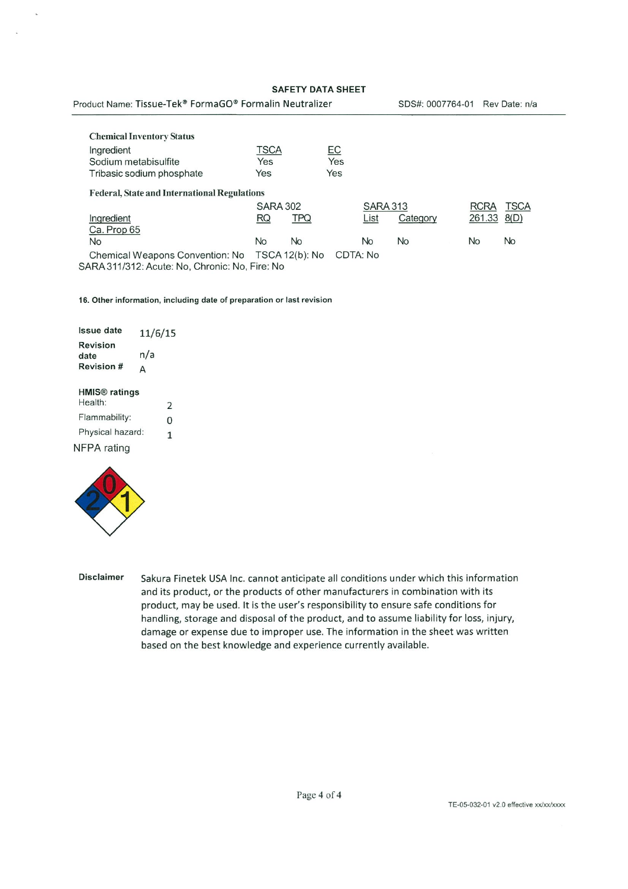**Chemical Inventory Status**

| Ingredient | TSCA | EC |
|---|---|---|
| Sodium metabisulfite | Yes | Yes |
| Tribasic sodium phosphate | Yes | Yes |

**Federal, State and International Regulations**

| | SARA 302 | | SARA 313 | | RCRA | TSCA |
|---|---|---|---|---|---|---|
| Ingredient Ca. Prop 65 | RQ | TPQ | List | Category | 261.33 | 8(D) |
| No | No | No | No | No | No | No |

Chemical Weapons Convention: No TSCA 12(b): No CDTA: No
SARA 311/312: Acute: No, Chronic: No, Fire: No

## 16. Other information, including date of preparation or last revision

**Issue date** 11/6/15
**Revision date** n/a
**Revision #** A

**HMIS® ratings**

| | |
|---|---|
| Health: | 2 |
| Flammability: | 0 |
| Physical hazard: | 1 |

NFPA rating

0
2 1

**Disclaimer** Sakura Finetek USA Inc. cannot anticipate all conditions under which this information and its product, or the products of other manufacturers in combination with its product, may be used. It is the user's responsibility to ensure safe conditions for handling, storage and disposal of the product, and to assume liability for loss, injury, damage or expense due to improper use. The information in the sheet was written based on the best knowledge and experience currently available.